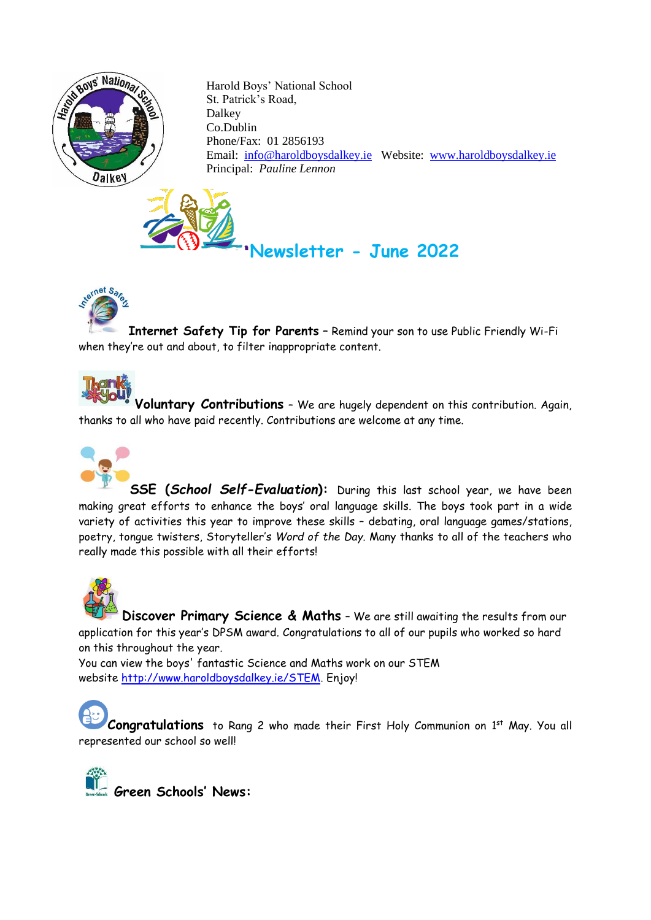Harold Boys' National School
St. Patrick's Road,
Dalkey
Co.Dublin
Phone/Fax: 01 2856193
Email: info@haroldboysdalkey.ie Website: www.haroldboysdalkey.ie
Principal: *Pauline Lennon*

# Newsletter - June 2022

**Internet Safety Tip for Parents** – Remind your son to use Public Friendly Wi-Fi when they're out and about, to filter inappropriate content.

**Voluntary Contributions** – We are hugely dependent on this contribution. Again, thanks to all who have paid recently. Contributions are welcome at any time.

**SSE (*School Self-Evaluation*):** During this last school year, we have been making great efforts to enhance the boys' oral language skills. The boys took part in a wide variety of activities this year to improve these skills – debating, oral language games/stations, poetry, tongue twisters, Storyteller's *Word of the Day*. Many thanks to all of the teachers who really made this possible with all their efforts!

**Discover Primary Science & Maths** – We are still awaiting the results from our application for this year's DPSM award. Congratulations to all of our pupils who worked so hard on this throughout the year.
You can view the boys' fantastic Science and Maths work on our STEM website http://www.haroldboysdalkey.ie/STEM. Enjoy!

**Congratulations** to Rang 2 who made their First Holy Communion on 1st May. You all represented our school so well!

**Green Schools' News:**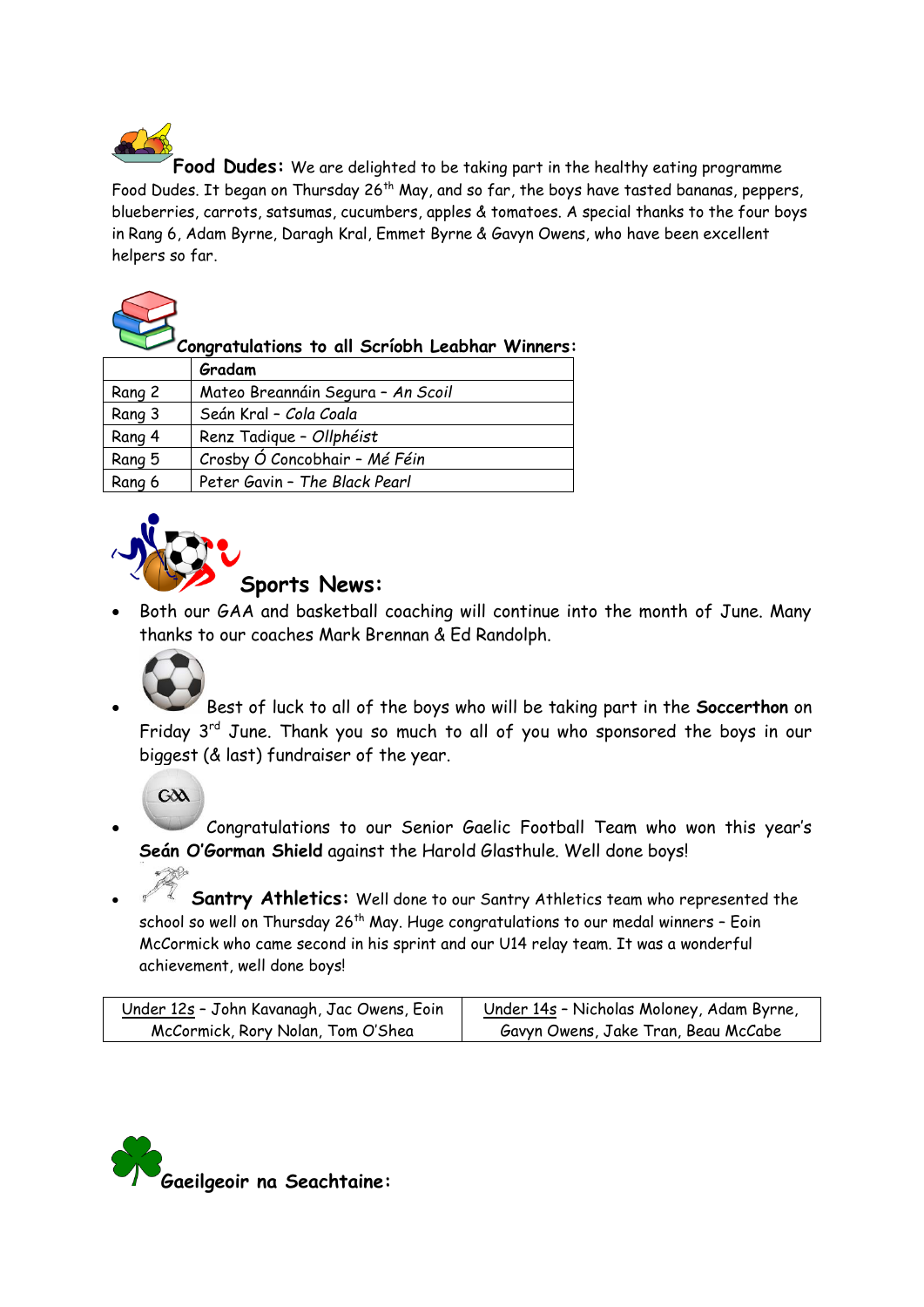**Food Dudes:** We are delighted to be taking part in the healthy eating programme Food Dudes. It began on Thursday 26th May, and so far, the boys have tasted bananas, peppers, blueberries, carrots, satsumas, cucumbers, apples & tomatoes. A special thanks to the four boys in Rang 6, Adam Byrne, Daragh Kral, Emmet Byrne & Gavyn Owens, who have been excellent helpers so far.

**Congratulations to all Scríobh Leabhar Winners:**

| | **Gradam** |
|---|---|
| Rang 2 | Mateo Breannáin Segura – *An Scoil* |
| Rang 3 | Seán Kral – *Cola Coala* |
| Rang 4 | Renz Tadique – *Ollphéist* |
| Rang 5 | Crosby Ó Concobhair – *Mé Féin* |
| Rang 6 | Peter Gavin – *The Black Pearl* |

**Sports News:**

- Both our GAA and basketball coaching will continue into the month of June. Many thanks to our coaches Mark Brennan & Ed Randolph.
- Best of luck to all of the boys who will be taking part in the **Soccerthon** on Friday 3rd June. Thank you so much to all of you who sponsored the boys in our biggest (& last) fundraiser of the year.
- Congratulations to our Senior Gaelic Football Team who won this year's **Seán O'Gorman Shield** against the Harold Glasthule. Well done boys!
- **Santry Athletics:** Well done to our Santry Athletics team who represented the school so well on Thursday 26th May. Huge congratulations to our medal winners – Eoin McCormick who came second in his sprint and our U14 relay team. It was a wonderful achievement, well done boys!

| Under 12s – John Kavanagh, Jac Owens, Eoin McCormick, Rory Nolan, Tom O'Shea | Under 14s – Nicholas Moloney, Adam Byrne, Gavyn Owens, Jake Tran, Beau McCabe |
|---|---|

**Gaeilgeoir na Seachtaine:**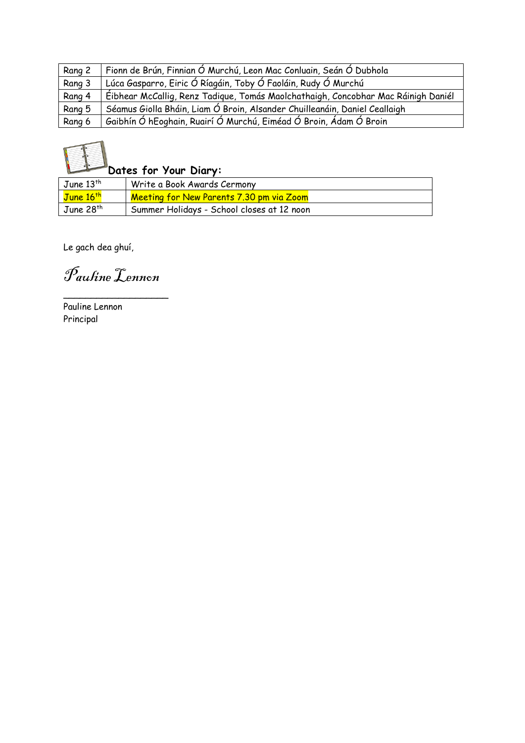| | |
|---|---|
| Rang 2 | Fionn de Brún, Finnian Ó Murchú, Leon Mac Conluain, Seán Ó Dubhola |
| Rang 3 | Lúca Gasparro, Eiric Ó Ríagáin, Toby Ó Faoláin, Rudy Ó Murchú |
| Rang 4 | Éibhear McCallig, Renz Tadique, Tomás Maolchathaigh, Concobhar Mac Ráinigh Daniél |
| Rang 5 | Séamus Giolla Bháin, Liam Ó Broin, Alsander Chuilleanáin, Daniel Ceallaigh |
| Rang 6 | Gaibhín Ó hEoghain, Ruairí Ó Murchú, Eiméad Ó Broin, Ádam Ó Broin |

**Dates for Your Diary:**

| | |
|---|---|
| June 13th | Write a Book Awards Cermony |
| June 16th | Meeting for New Parents 7.30 pm via Zoom |
| June 28th | Summer Holidays - School closes at 12 noon |

Le gach dea ghuí,

*Pauline Lennon*

\_\_\_\_\_\_\_\_\_\_\_\_\_\_\_\_\_\_\_

Pauline Lennon
Principal